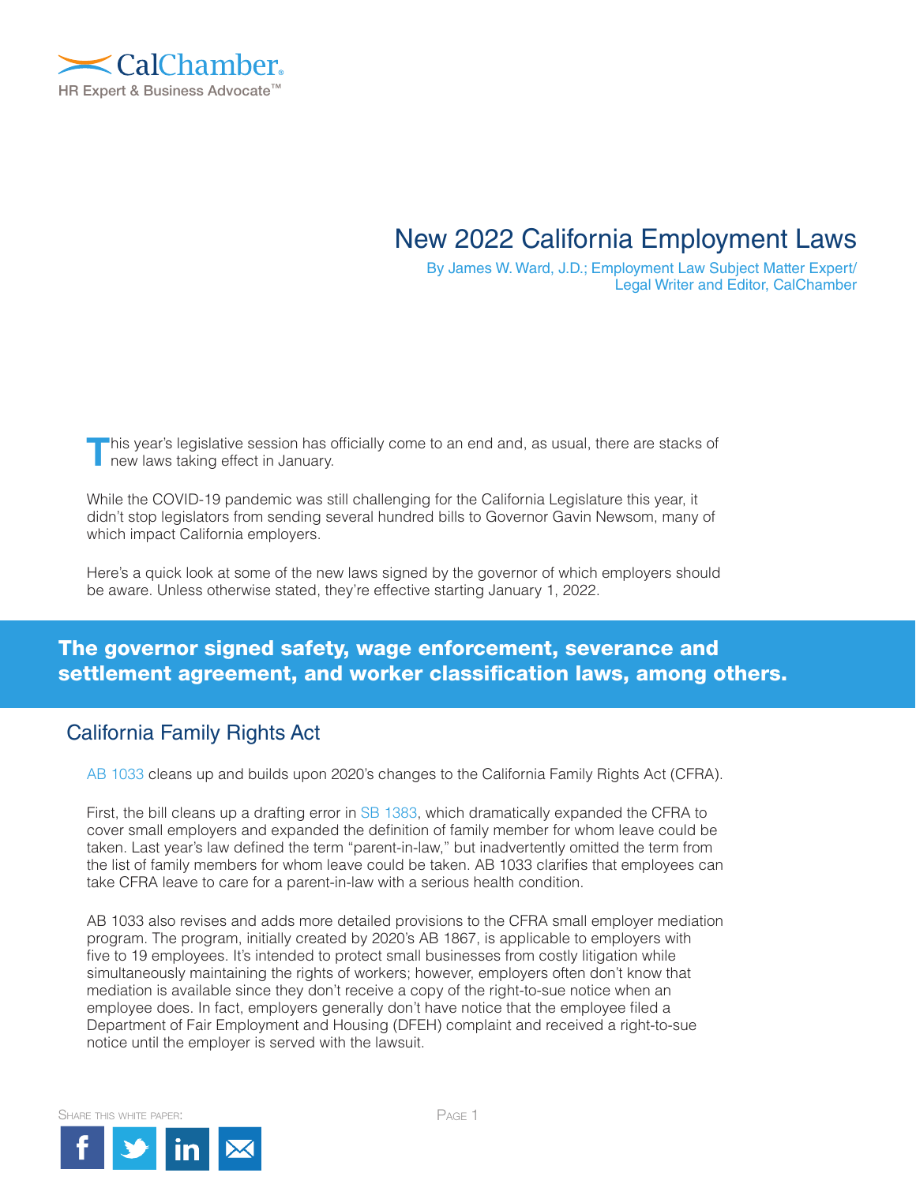CalChamber
HR Expert & Business Advocate™

# New 2022 California Employment Laws

By James W. Ward, J.D.; Employment Law Subject Matter Expert/ Legal Writer and Editor, CalChamber

This year's legislative session has officially come to an end and, as usual, there are stacks of new laws taking effect in January.

While the COVID-19 pandemic was still challenging for the California Legislature this year, it didn't stop legislators from sending several hundred bills to Governor Gavin Newsom, many of which impact California employers.

Here's a quick look at some of the new laws signed by the governor of which employers should be aware. Unless otherwise stated, they're effective starting January 1, 2022.

**The governor signed safety, wage enforcement, severance and settlement agreement, and worker classification laws, among others.**

## California Family Rights Act

AB 1033 cleans up and builds upon 2020's changes to the California Family Rights Act (CFRA).

First, the bill cleans up a drafting error in SB 1383, which dramatically expanded the CFRA to cover small employers and expanded the definition of family member for whom leave could be taken. Last year's law defined the term "parent-in-law," but inadvertently omitted the term from the list of family members for whom leave could be taken. AB 1033 clarifies that employees can take CFRA leave to care for a parent-in-law with a serious health condition.

AB 1033 also revises and adds more detailed provisions to the CFRA small employer mediation program. The program, initially created by 2020's AB 1867, is applicable to employers with five to 19 employees. It's intended to protect small businesses from costly litigation while simultaneously maintaining the rights of workers; however, employers often don't know that mediation is available since they don't receive a copy of the right-to-sue notice when an employee does. In fact, employers generally don't have notice that the employee filed a Department of Fair Employment and Housing (DFEH) complaint and received a right-to-sue notice until the employer is served with the lawsuit.

Share this white paper: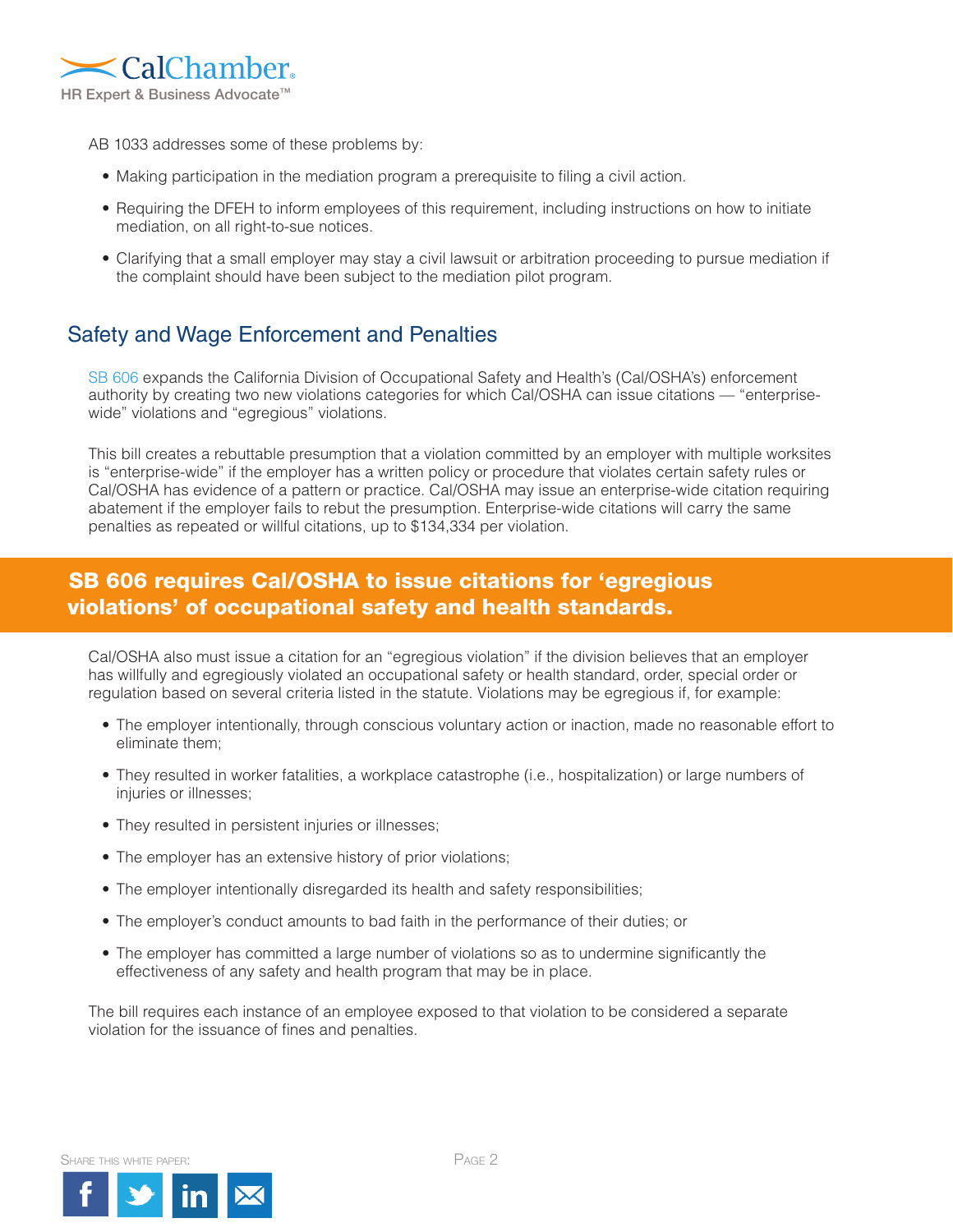AB 1033 addresses some of these problems by:

- Making participation in the mediation program a prerequisite to filing a civil action.
- Requiring the DFEH to inform employees of this requirement, including instructions on how to initiate mediation, on all right-to-sue notices.
- Clarifying that a small employer may stay a civil lawsuit or arbitration proceeding to pursue mediation if the complaint should have been subject to the mediation pilot program.

## Safety and Wage Enforcement and Penalties

SB 606 expands the California Division of Occupational Safety and Health's (Cal/OSHA's) enforcement authority by creating two new violations categories for which Cal/OSHA can issue citations — "enterprise-wide" violations and "egregious" violations.

This bill creates a rebuttable presumption that a violation committed by an employer with multiple worksites is "enterprise-wide" if the employer has a written policy or procedure that violates certain safety rules or Cal/OSHA has evidence of a pattern or practice. Cal/OSHA may issue an enterprise-wide citation requiring abatement if the employer fails to rebut the presumption. Enterprise-wide citations will carry the same penalties as repeated or willful citations, up to $134,334 per violation.

**SB 606 requires Cal/OSHA to issue citations for 'egregious violations' of occupational safety and health standards.**

Cal/OSHA also must issue a citation for an "egregious violation" if the division believes that an employer has willfully and egregiously violated an occupational safety or health standard, order, special order or regulation based on several criteria listed in the statute. Violations may be egregious if, for example:

- The employer intentionally, through conscious voluntary action or inaction, made no reasonable effort to eliminate them;
- They resulted in worker fatalities, a workplace catastrophe (i.e., hospitalization) or large numbers of injuries or illnesses;
- They resulted in persistent injuries or illnesses;
- The employer has an extensive history of prior violations;
- The employer intentionally disregarded its health and safety responsibilities;
- The employer's conduct amounts to bad faith in the performance of their duties; or
- The employer has committed a large number of violations so as to undermine significantly the effectiveness of any safety and health program that may be in place.

The bill requires each instance of an employee exposed to that violation to be considered a separate violation for the issuance of fines and penalties.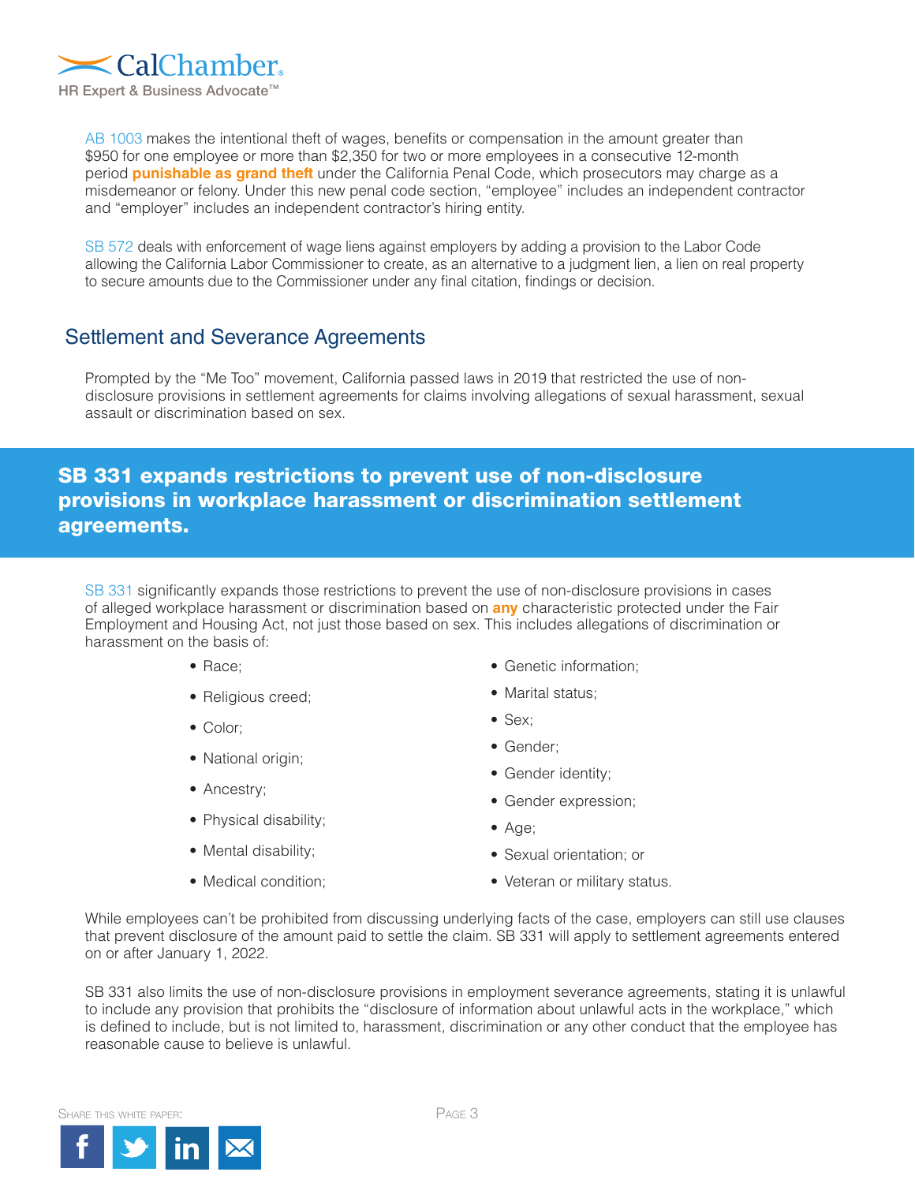AB 1003 makes the intentional theft of wages, benefits or compensation in the amount greater than $950 for one employee or more than $2,350 for two or more employees in a consecutive 12-month period **punishable as grand theft** under the California Penal Code, which prosecutors may charge as a misdemeanor or felony. Under this new penal code section, "employee" includes an independent contractor and "employer" includes an independent contractor's hiring entity.

SB 572 deals with enforcement of wage liens against employers by adding a provision to the Labor Code allowing the California Labor Commissioner to create, as an alternative to a judgment lien, a lien on real property to secure amounts due to the Commissioner under any final citation, findings or decision.

## Settlement and Severance Agreements

Prompted by the "Me Too" movement, California passed laws in 2019 that restricted the use of non-disclosure provisions in settlement agreements for claims involving allegations of sexual harassment, sexual assault or discrimination based on sex.

**SB 331 expands restrictions to prevent use of non-disclosure provisions in workplace harassment or discrimination settlement agreements.**

SB 331 significantly expands those restrictions to prevent the use of non-disclosure provisions in cases of alleged workplace harassment or discrimination based on **any** characteristic protected under the Fair Employment and Housing Act, not just those based on sex. This includes allegations of discrimination or harassment on the basis of:

- Race;
- Religious creed;
- Color;
- National origin;
- Ancestry;
- Physical disability;
- Mental disability;
- Medical condition;
- Genetic information;
- Marital status;
- Sex;
- Gender;
- Gender identity;
- Gender expression;
- Age;
- Sexual orientation; or
- Veteran or military status.

While employees can't be prohibited from discussing underlying facts of the case, employers can still use clauses that prevent disclosure of the amount paid to settle the claim. SB 331 will apply to settlement agreements entered on or after January 1, 2022.

SB 331 also limits the use of non-disclosure provisions in employment severance agreements, stating it is unlawful to include any provision that prohibits the "disclosure of information about unlawful acts in the workplace," which is defined to include, but is not limited to, harassment, discrimination or any other conduct that the employee has reasonable cause to believe is unlawful.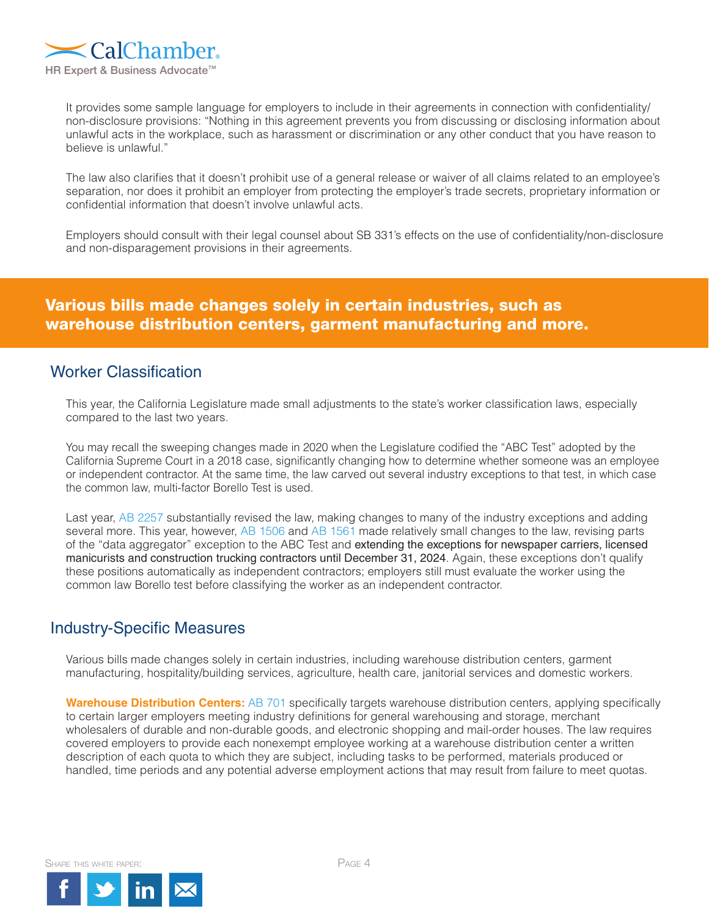It provides some sample language for employers to include in their agreements in connection with confidentiality/non-disclosure provisions: "Nothing in this agreement prevents you from discussing or disclosing information about unlawful acts in the workplace, such as harassment or discrimination or any other conduct that you have reason to believe is unlawful."

The law also clarifies that it doesn't prohibit use of a general release or waiver of all claims related to an employee's separation, nor does it prohibit an employer from protecting the employer's trade secrets, proprietary information or confidential information that doesn't involve unlawful acts.

Employers should consult with their legal counsel about SB 331's effects on the use of confidentiality/non-disclosure and non-disparagement provisions in their agreements.

**Various bills made changes solely in certain industries, such as warehouse distribution centers, garment manufacturing and more.**

## Worker Classification

This year, the California Legislature made small adjustments to the state's worker classification laws, especially compared to the last two years.

You may recall the sweeping changes made in 2020 when the Legislature codified the "ABC Test" adopted by the California Supreme Court in a 2018 case, significantly changing how to determine whether someone was an employee or independent contractor. At the same time, the law carved out several industry exceptions to that test, in which case the common law, multi-factor Borello Test is used.

Last year, AB 2257 substantially revised the law, making changes to many of the industry exceptions and adding several more. This year, however, AB 1506 and AB 1561 made relatively small changes to the law, revising parts of the "data aggregator" exception to the ABC Test and extending the exceptions for newspaper carriers, licensed manicurists and construction trucking contractors until December 31, 2024. Again, these exceptions don't qualify these positions automatically as independent contractors; employers still must evaluate the worker using the common law Borello test before classifying the worker as an independent contractor.

## Industry-Specific Measures

Various bills made changes solely in certain industries, including warehouse distribution centers, garment manufacturing, hospitality/building services, agriculture, health care, janitorial services and domestic workers.

**Warehouse Distribution Centers:** AB 701 specifically targets warehouse distribution centers, applying specifically to certain larger employers meeting industry definitions for general warehousing and storage, merchant wholesalers of durable and non-durable goods, and electronic shopping and mail-order houses. The law requires covered employers to provide each nonexempt employee working at a warehouse distribution center a written description of each quota to which they are subject, including tasks to be performed, materials produced or handled, time periods and any potential adverse employment actions that may result from failure to meet quotas.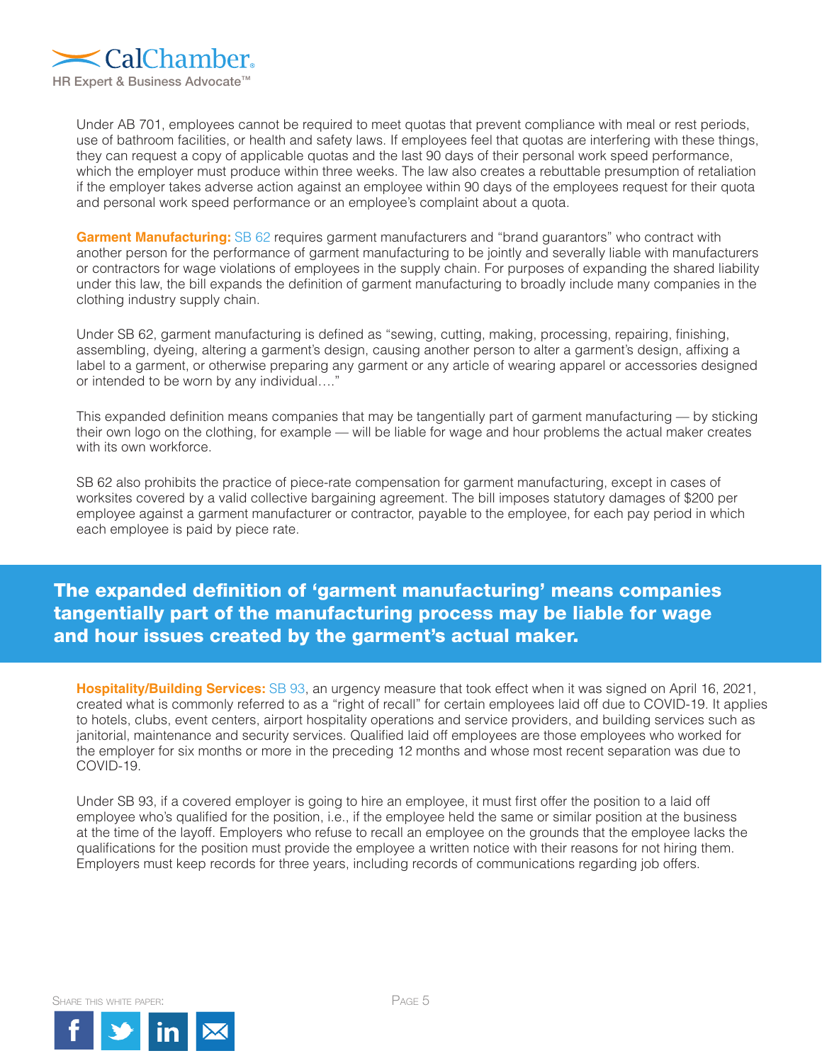Under AB 701, employees cannot be required to meet quotas that prevent compliance with meal or rest periods, use of bathroom facilities, or health and safety laws. If employees feel that quotas are interfering with these things, they can request a copy of applicable quotas and the last 90 days of their personal work speed performance, which the employer must produce within three weeks. The law also creates a rebuttable presumption of retaliation if the employer takes adverse action against an employee within 90 days of the employees request for their quota and personal work speed performance or an employee's complaint about a quota.

**Garment Manufacturing:** SB 62 requires garment manufacturers and "brand guarantors" who contract with another person for the performance of garment manufacturing to be jointly and severally liable with manufacturers or contractors for wage violations of employees in the supply chain. For purposes of expanding the shared liability under this law, the bill expands the definition of garment manufacturing to broadly include many companies in the clothing industry supply chain.

Under SB 62, garment manufacturing is defined as "sewing, cutting, making, processing, repairing, finishing, assembling, dyeing, altering a garment's design, causing another person to alter a garment's design, affixing a label to a garment, or otherwise preparing any garment or any article of wearing apparel or accessories designed or intended to be worn by any individual…."

This expanded definition means companies that may be tangentially part of garment manufacturing — by sticking their own logo on the clothing, for example — will be liable for wage and hour problems the actual maker creates with its own workforce.

SB 62 also prohibits the practice of piece-rate compensation for garment manufacturing, except in cases of worksites covered by a valid collective bargaining agreement. The bill imposes statutory damages of $200 per employee against a garment manufacturer or contractor, payable to the employee, for each pay period in which each employee is paid by piece rate.

**The expanded definition of 'garment manufacturing' means companies tangentially part of the manufacturing process may be liable for wage and hour issues created by the garment's actual maker.**

**Hospitality/Building Services:** SB 93, an urgency measure that took effect when it was signed on April 16, 2021, created what is commonly referred to as a "right of recall" for certain employees laid off due to COVID-19. It applies to hotels, clubs, event centers, airport hospitality operations and service providers, and building services such as janitorial, maintenance and security services. Qualified laid off employees are those employees who worked for the employer for six months or more in the preceding 12 months and whose most recent separation was due to COVID-19.

Under SB 93, if a covered employer is going to hire an employee, it must first offer the position to a laid off employee who's qualified for the position, i.e., if the employee held the same or similar position at the business at the time of the layoff. Employers who refuse to recall an employee on the grounds that the employee lacks the qualifications for the position must provide the employee a written notice with their reasons for not hiring them. Employers must keep records for three years, including records of communications regarding job offers.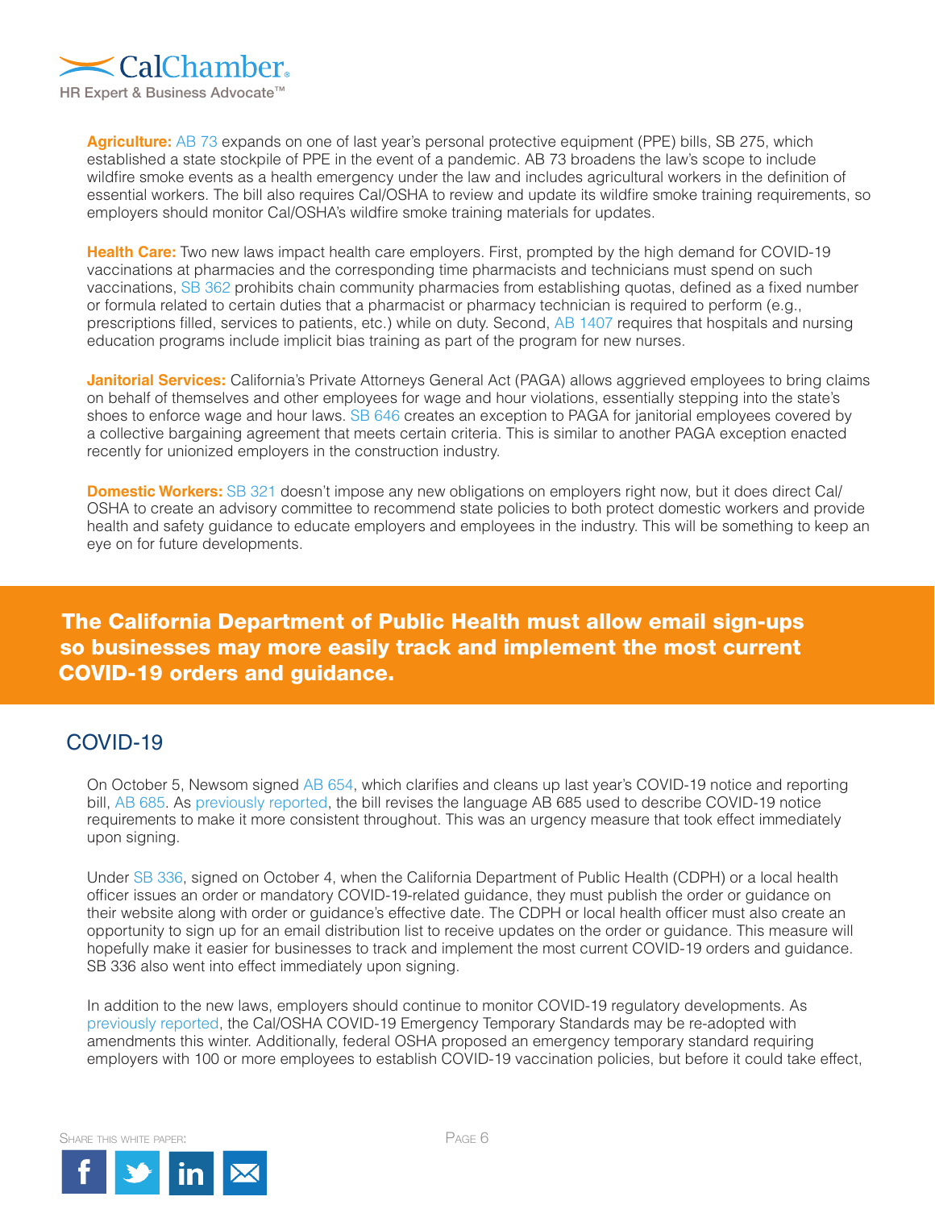**Agriculture:** AB 73 expands on one of last year's personal protective equipment (PPE) bills, SB 275, which established a state stockpile of PPE in the event of a pandemic. AB 73 broadens the law's scope to include wildfire smoke events as a health emergency under the law and includes agricultural workers in the definition of essential workers. The bill also requires Cal/OSHA to review and update its wildfire smoke training requirements, so employers should monitor Cal/OSHA's wildfire smoke training materials for updates.

**Health Care:** Two new laws impact health care employers. First, prompted by the high demand for COVID-19 vaccinations at pharmacies and the corresponding time pharmacists and technicians must spend on such vaccinations, SB 362 prohibits chain community pharmacies from establishing quotas, defined as a fixed number or formula related to certain duties that a pharmacist or pharmacy technician is required to perform (e.g., prescriptions filled, services to patients, etc.) while on duty. Second, AB 1407 requires that hospitals and nursing education programs include implicit bias training as part of the program for new nurses.

**Janitorial Services:** California's Private Attorneys General Act (PAGA) allows aggrieved employees to bring claims on behalf of themselves and other employees for wage and hour violations, essentially stepping into the state's shoes to enforce wage and hour laws. SB 646 creates an exception to PAGA for janitorial employees covered by a collective bargaining agreement that meets certain criteria. This is similar to another PAGA exception enacted recently for unionized employers in the construction industry.

**Domestic Workers:** SB 321 doesn't impose any new obligations on employers right now, but it does direct Cal/OSHA to create an advisory committee to recommend state policies to both protect domestic workers and provide health and safety guidance to educate employers and employees in the industry. This will be something to keep an eye on for future developments.

**The California Department of Public Health must allow email sign-ups so businesses may more easily track and implement the most current COVID-19 orders and guidance.**

## COVID-19

On October 5, Newsom signed AB 654, which clarifies and cleans up last year's COVID-19 notice and reporting bill, AB 685. As previously reported, the bill revises the language AB 685 used to describe COVID-19 notice requirements to make it more consistent throughout. This was an urgency measure that took effect immediately upon signing.

Under SB 336, signed on October 4, when the California Department of Public Health (CDPH) or a local health officer issues an order or mandatory COVID-19-related guidance, they must publish the order or guidance on their website along with order or guidance's effective date. The CDPH or local health officer must also create an opportunity to sign up for an email distribution list to receive updates on the order or guidance. This measure will hopefully make it easier for businesses to track and implement the most current COVID-19 orders and guidance. SB 336 also went into effect immediately upon signing.

In addition to the new laws, employers should continue to monitor COVID-19 regulatory developments. As previously reported, the Cal/OSHA COVID-19 Emergency Temporary Standards may be re-adopted with amendments this winter. Additionally, federal OSHA proposed an emergency temporary standard requiring employers with 100 or more employees to establish COVID-19 vaccination policies, but before it could take effect,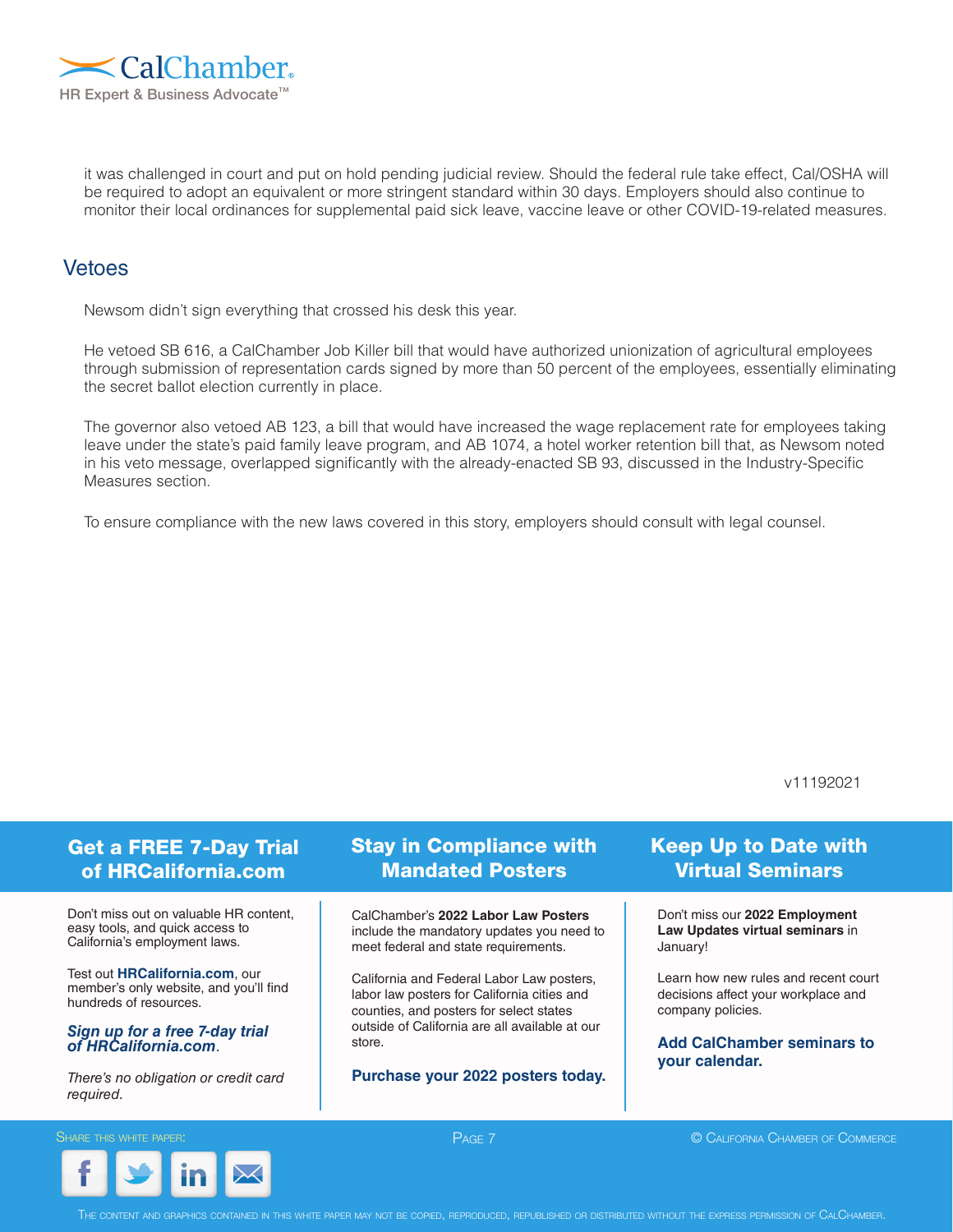it was challenged in court and put on hold pending judicial review. Should the federal rule take effect, Cal/OSHA will be required to adopt an equivalent or more stringent standard within 30 days. Employers should also continue to monitor their local ordinances for supplemental paid sick leave, vaccine leave or other COVID-19-related measures.

## Vetoes

Newsom didn't sign everything that crossed his desk this year.

He vetoed SB 616, a CalChamber Job Killer bill that would have authorized unionization of agricultural employees through submission of representation cards signed by more than 50 percent of the employees, essentially eliminating the secret ballot election currently in place.

The governor also vetoed AB 123, a bill that would have increased the wage replacement rate for employees taking leave under the state's paid family leave program, and AB 1074, a hotel worker retention bill that, as Newsom noted in his veto message, overlapped significantly with the already-enacted SB 93, discussed in the Industry-Specific Measures section.

To ensure compliance with the new laws covered in this story, employers should consult with legal counsel.

v11192021

### Get a FREE 7-Day Trial of HRCalifornia.com

Don't miss out on valuable HR content, easy tools, and quick access to California's employment laws.

Test out **HRCalifornia.com**, our member's only website, and you'll find hundreds of resources.

***Sign up for a free 7-day trial of HRCalifornia.com***.

*There's no obligation or credit card required.*

### Stay in Compliance with Mandated Posters

CalChamber's **2022 Labor Law Posters** include the mandatory updates you need to meet federal and state requirements.

California and Federal Labor Law posters, labor law posters for California cities and counties, and posters for select states outside of California are all available at our store.

**Purchase your 2022 posters today.**

### Keep Up to Date with Virtual Seminars

Don't miss our **2022 Employment Law Updates virtual seminars** in January!

Learn how new rules and recent court decisions affect your workplace and company policies.

**Add CalChamber seminars to your calendar.**